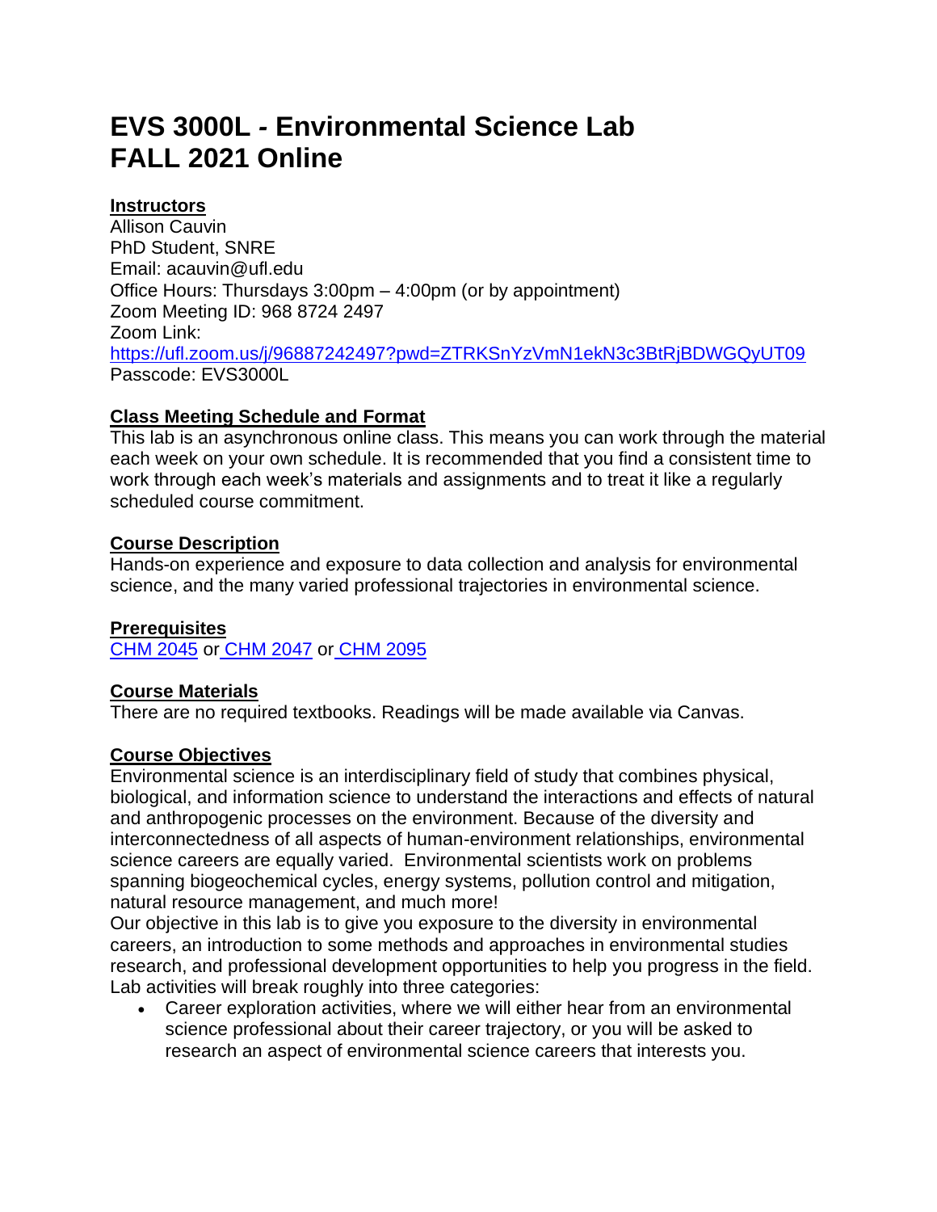# EVS 3000L - Environmental Science Lab
# FALL 2021 Online

## Instructors

Allison Cauvin
PhD Student, SNRE
Email: acauvin@ufl.edu
Office Hours: Thursdays 3:00pm – 4:00pm (or by appointment)
Zoom Meeting ID: 968 8724 2497
Zoom Link:
https://ufl.zoom.us/j/96887242497?pwd=ZTRKSnYzVmN1ekN3c3BtRjBDWGQyUT09
Passcode: EVS3000L

## Class Meeting Schedule and Format

This lab is an asynchronous online class. This means you can work through the material each week on your own schedule. It is recommended that you find a consistent time to work through each week's materials and assignments and to treat it like a regularly scheduled course commitment.

## Course Description

Hands-on experience and exposure to data collection and analysis for environmental science, and the many varied professional trajectories in environmental science.

## Prerequisites

CHM 2045 or CHM 2047 or CHM 2095

## Course Materials

There are no required textbooks. Readings will be made available via Canvas.

## Course Objectives

Environmental science is an interdisciplinary field of study that combines physical, biological, and information science to understand the interactions and effects of natural and anthropogenic processes on the environment. Because of the diversity and interconnectedness of all aspects of human-environment relationships, environmental science careers are equally varied. Environmental scientists work on problems spanning biogeochemical cycles, energy systems, pollution control and mitigation, natural resource management, and much more!

Our objective in this lab is to give you exposure to the diversity in environmental careers, an introduction to some methods and approaches in environmental studies research, and professional development opportunities to help you progress in the field. Lab activities will break roughly into three categories:

- Career exploration activities, where we will either hear from an environmental science professional about their career trajectory, or you will be asked to research an aspect of environmental science careers that interests you.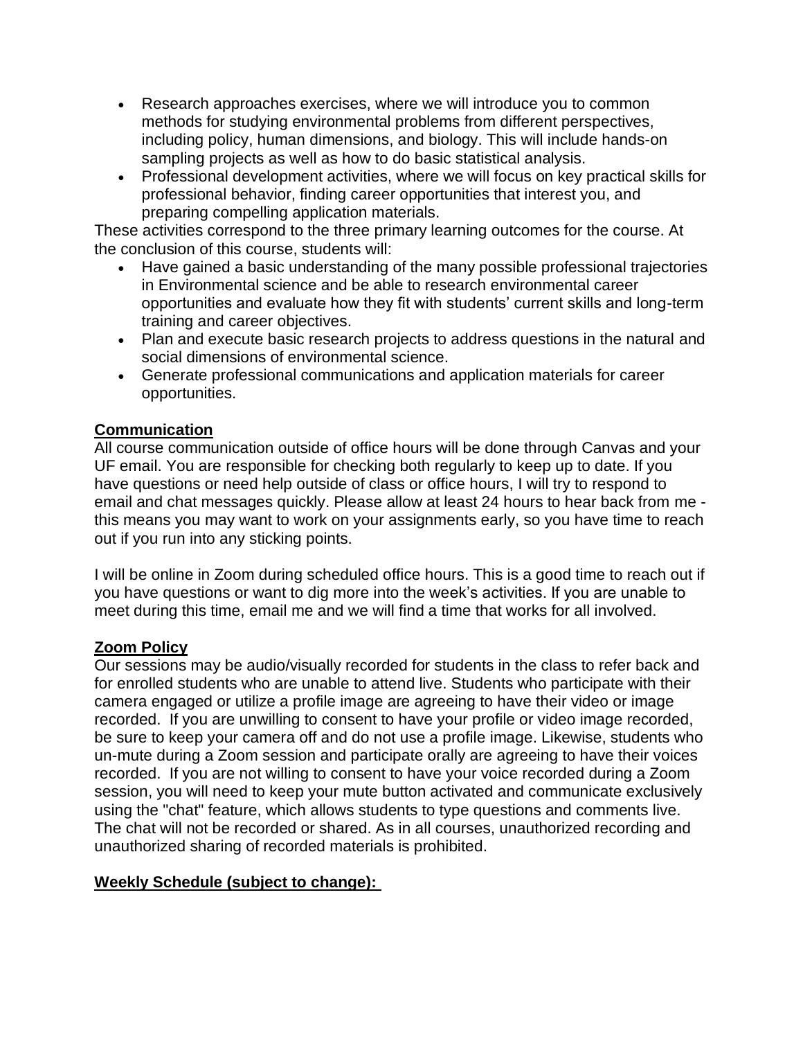- Research approaches exercises, where we will introduce you to common methods for studying environmental problems from different perspectives, including policy, human dimensions, and biology. This will include hands-on sampling projects as well as how to do basic statistical analysis.
- Professional development activities, where we will focus on key practical skills for professional behavior, finding career opportunities that interest you, and preparing compelling application materials.

These activities correspond to the three primary learning outcomes for the course. At the conclusion of this course, students will:

- Have gained a basic understanding of the many possible professional trajectories in Environmental science and be able to research environmental career opportunities and evaluate how they fit with students' current skills and long-term training and career objectives.
- Plan and execute basic research projects to address questions in the natural and social dimensions of environmental science.
- Generate professional communications and application materials for career opportunities.

## Communication

All course communication outside of office hours will be done through Canvas and your UF email. You are responsible for checking both regularly to keep up to date. If you have questions or need help outside of class or office hours, I will try to respond to email and chat messages quickly. Please allow at least 24 hours to hear back from me - this means you may want to work on your assignments early, so you have time to reach out if you run into any sticking points.

I will be online in Zoom during scheduled office hours. This is a good time to reach out if you have questions or want to dig more into the week's activities. If you are unable to meet during this time, email me and we will find a time that works for all involved.

## Zoom Policy

Our sessions may be audio/visually recorded for students in the class to refer back and for enrolled students who are unable to attend live. Students who participate with their camera engaged or utilize a profile image are agreeing to have their video or image recorded. If you are unwilling to consent to have your profile or video image recorded, be sure to keep your camera off and do not use a profile image. Likewise, students who un-mute during a Zoom session and participate orally are agreeing to have their voices recorded. If you are not willing to consent to have your voice recorded during a Zoom session, you will need to keep your mute button activated and communicate exclusively using the "chat" feature, which allows students to type questions and comments live. The chat will not be recorded or shared. As in all courses, unauthorized recording and unauthorized sharing of recorded materials is prohibited.

## Weekly Schedule (subject to change):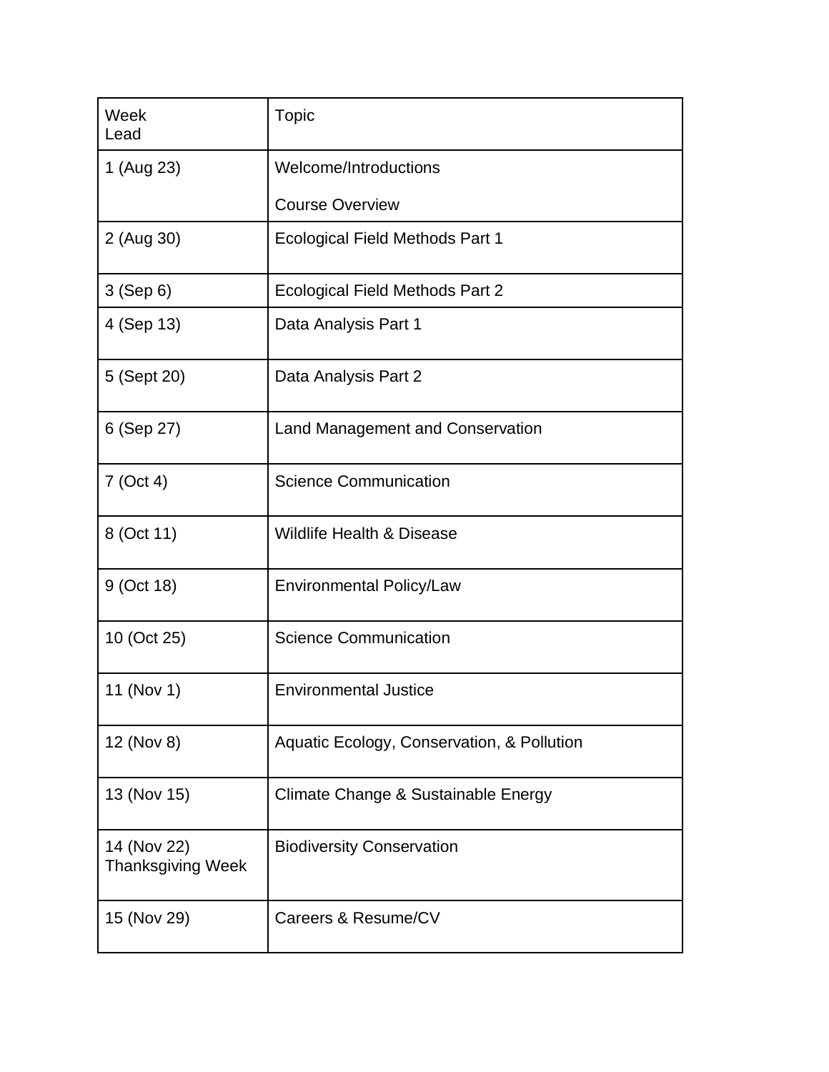| Week<br>Lead | Topic |
|---|---|
| 1 (Aug 23) | Welcome/Introductions<br><br>Course Overview |
| 2 (Aug 30) | Ecological Field Methods Part 1 |
| 3 (Sep 6) | Ecological Field Methods Part 2 |
| 4 (Sep 13) | Data Analysis Part 1 |
| 5 (Sept 20) | Data Analysis Part 2 |
| 6 (Sep 27) | Land Management and Conservation |
| 7 (Oct 4) | Science Communication |
| 8 (Oct 11) | Wildlife Health & Disease |
| 9 (Oct 18) | Environmental Policy/Law |
| 10 (Oct 25) | Science Communication |
| 11 (Nov 1) | Environmental Justice |
| 12 (Nov 8) | Aquatic Ecology, Conservation, & Pollution |
| 13 (Nov 15) | Climate Change & Sustainable Energy |
| 14 (Nov 22)<br>Thanksgiving Week | Biodiversity Conservation |
| 15 (Nov 29) | Careers & Resume/CV |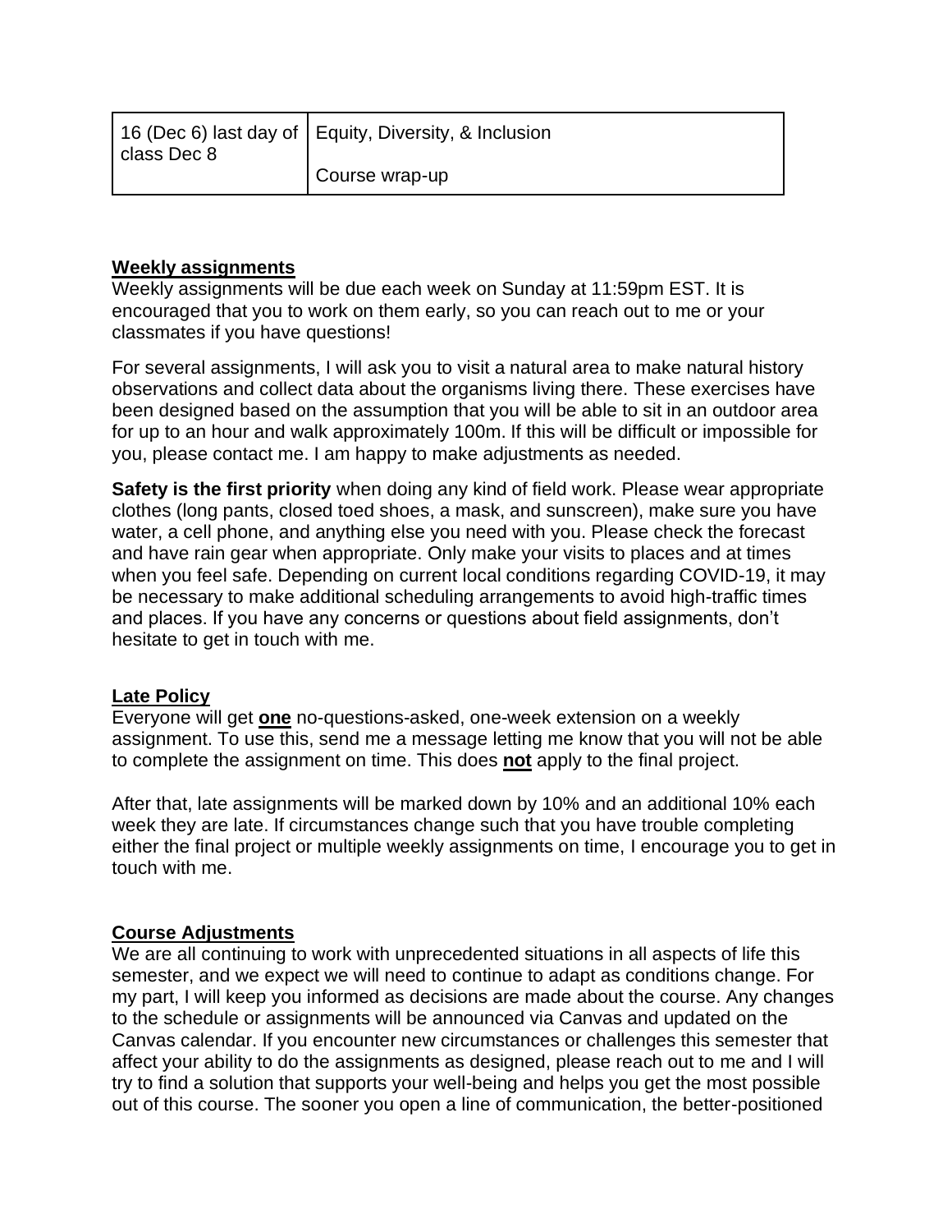| 16 (Dec 6) last day of class Dec 8 | Equity, Diversity, & Inclusion |
|---|---|
| | Course wrap-up |

**Weekly assignments**

Weekly assignments will be due each week on Sunday at 11:59pm EST. It is encouraged that you to work on them early, so you can reach out to me or your classmates if you have questions!

For several assignments, I will ask you to visit a natural area to make natural history observations and collect data about the organisms living there. These exercises have been designed based on the assumption that you will be able to sit in an outdoor area for up to an hour and walk approximately 100m. If this will be difficult or impossible for you, please contact me. I am happy to make adjustments as needed.

**Safety is the first priority** when doing any kind of field work. Please wear appropriate clothes (long pants, closed toed shoes, a mask, and sunscreen), make sure you have water, a cell phone, and anything else you need with you. Please check the forecast and have rain gear when appropriate. Only make your visits to places and at times when you feel safe. Depending on current local conditions regarding COVID-19, it may be necessary to make additional scheduling arrangements to avoid high-traffic times and places. If you have any concerns or questions about field assignments, don't hesitate to get in touch with me.

**Late Policy**

Everyone will get **one** no-questions-asked, one-week extension on a weekly assignment. To use this, send me a message letting me know that you will not be able to complete the assignment on time. This does **not** apply to the final project.

After that, late assignments will be marked down by 10% and an additional 10% each week they are late. If circumstances change such that you have trouble completing either the final project or multiple weekly assignments on time, I encourage you to get in touch with me.

**Course Adjustments**

We are all continuing to work with unprecedented situations in all aspects of life this semester, and we expect we will need to continue to adapt as conditions change. For my part, I will keep you informed as decisions are made about the course. Any changes to the schedule or assignments will be announced via Canvas and updated on the Canvas calendar. If you encounter new circumstances or challenges this semester that affect your ability to do the assignments as designed, please reach out to me and I will try to find a solution that supports your well-being and helps you get the most possible out of this course. The sooner you open a line of communication, the better-positioned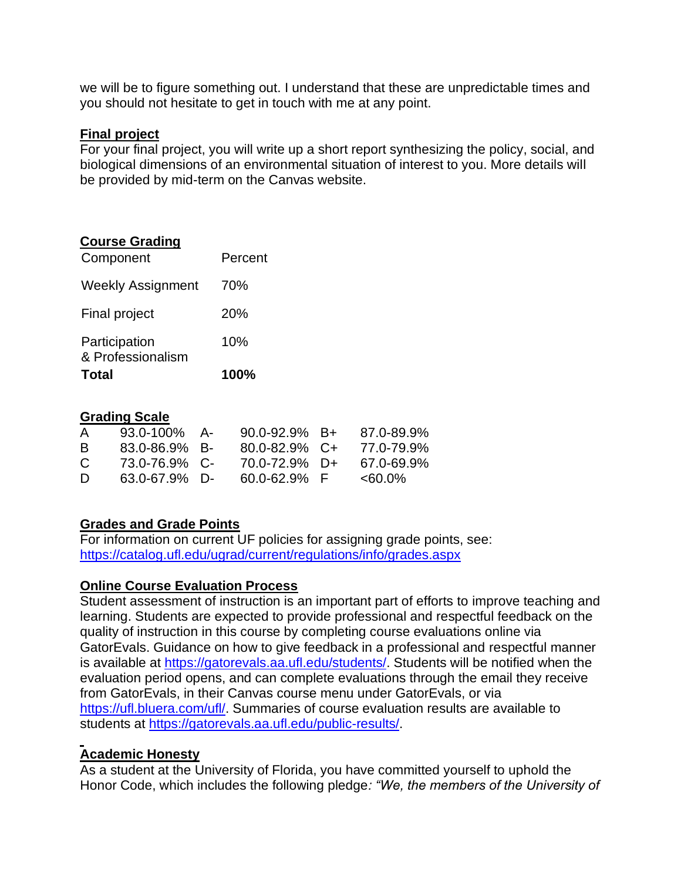we will be to figure something out. I understand that these are unpredictable times and you should not hesitate to get in touch with me at any point.

**Final project**

For your final project, you will write up a short report synthesizing the policy, social, and biological dimensions of an environmental situation of interest to you. More details will be provided by mid-term on the Canvas website.

**Course Grading**

| Component | Percent |
|---|---|
| Weekly Assignment | 70% |
| Final project | 20% |
| Participation & Professionalism | 10% |
| **Total** | **100%** |

**Grading Scale**

| | | | | | |
|---|---|---|---|---|---|
| A | 93.0-100% | A- | 90.0-92.9% | B+ | 87.0-89.9% |
| B | 83.0-86.9% | B- | 80.0-82.9% | C+ | 77.0-79.9% |
| C | 73.0-76.9% | C- | 70.0-72.9% | D+ | 67.0-69.9% |
| D | 63.0-67.9% | D- | 60.0-62.9% | F | <60.0% |

**Grades and Grade Points**

For information on current UF policies for assigning grade points, see: https://catalog.ufl.edu/ugrad/current/regulations/info/grades.aspx

**Online Course Evaluation Process**

Student assessment of instruction is an important part of efforts to improve teaching and learning. Students are expected to provide professional and respectful feedback on the quality of instruction in this course by completing course evaluations online via GatorEvals. Guidance on how to give feedback in a professional and respectful manner is available at https://gatorevals.aa.ufl.edu/students/. Students will be notified when the evaluation period opens, and can complete evaluations through the email they receive from GatorEvals, in their Canvas course menu under GatorEvals, or via https://ufl.bluera.com/ufl/. Summaries of course evaluation results are available to students at https://gatorevals.aa.ufl.edu/public-results/.

**Academic Honesty**

As a student at the University of Florida, you have committed yourself to uphold the Honor Code, which includes the following pledge*: "We, the members of the University of*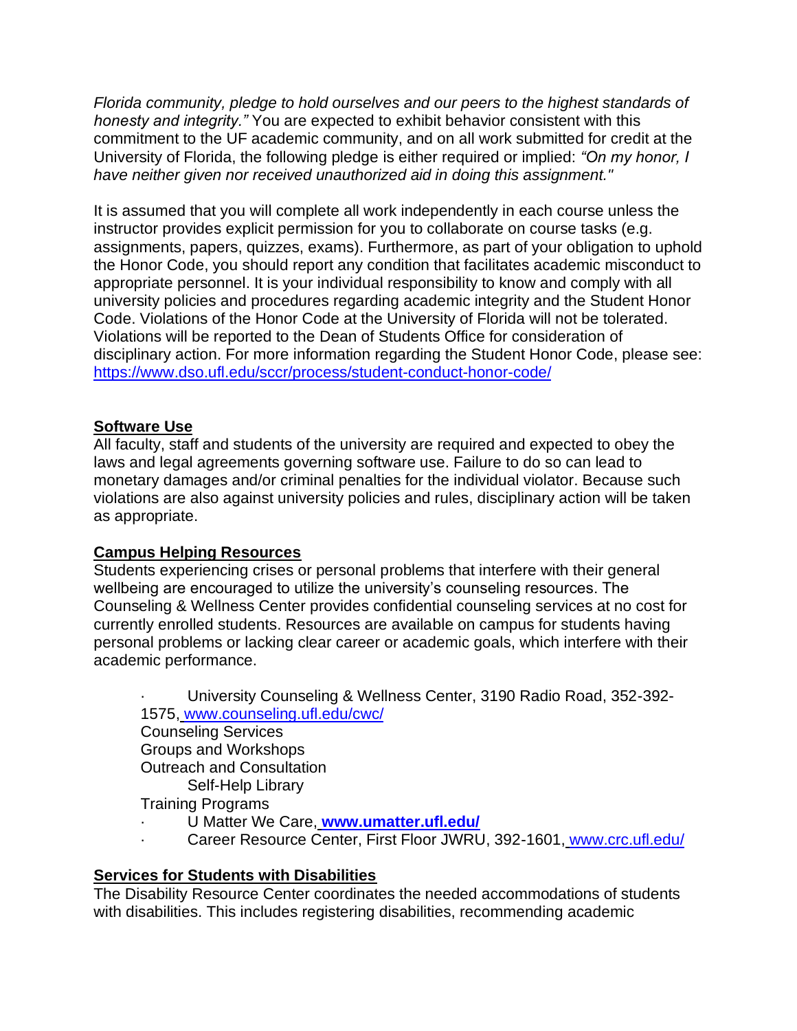*Florida community, pledge to hold ourselves and our peers to the highest standards of honesty and integrity."* You are expected to exhibit behavior consistent with this commitment to the UF academic community, and on all work submitted for credit at the University of Florida, the following pledge is either required or implied: *"On my honor, I have neither given nor received unauthorized aid in doing this assignment."*

It is assumed that you will complete all work independently in each course unless the instructor provides explicit permission for you to collaborate on course tasks (e.g. assignments, papers, quizzes, exams). Furthermore, as part of your obligation to uphold the Honor Code, you should report any condition that facilitates academic misconduct to appropriate personnel. It is your individual responsibility to know and comply with all university policies and procedures regarding academic integrity and the Student Honor Code. Violations of the Honor Code at the University of Florida will not be tolerated. Violations will be reported to the Dean of Students Office for consideration of disciplinary action. For more information regarding the Student Honor Code, please see: https://www.dso.ufl.edu/sccr/process/student-conduct-honor-code/

**Software Use**

All faculty, staff and students of the university are required and expected to obey the laws and legal agreements governing software use. Failure to do so can lead to monetary damages and/or criminal penalties for the individual violator. Because such violations are also against university policies and rules, disciplinary action will be taken as appropriate.

**Campus Helping Resources**

Students experiencing crises or personal problems that interfere with their general wellbeing are encouraged to utilize the university's counseling resources. The Counseling & Wellness Center provides confidential counseling services at no cost for currently enrolled students. Resources are available on campus for students having personal problems or lacking clear career or academic goals, which interfere with their academic performance.

- University Counseling & Wellness Center, 3190 Radio Road, 352-392-1575, www.counseling.ufl.edu/cwc/
  Counseling Services
  Groups and Workshops
  Outreach and Consultation
  Self-Help Library
  Training Programs
- U Matter We Care, **www.umatter.ufl.edu/**
- Career Resource Center, First Floor JWRU, 392-1601, www.crc.ufl.edu/

**Services for Students with Disabilities**

The Disability Resource Center coordinates the needed accommodations of students with disabilities. This includes registering disabilities, recommending academic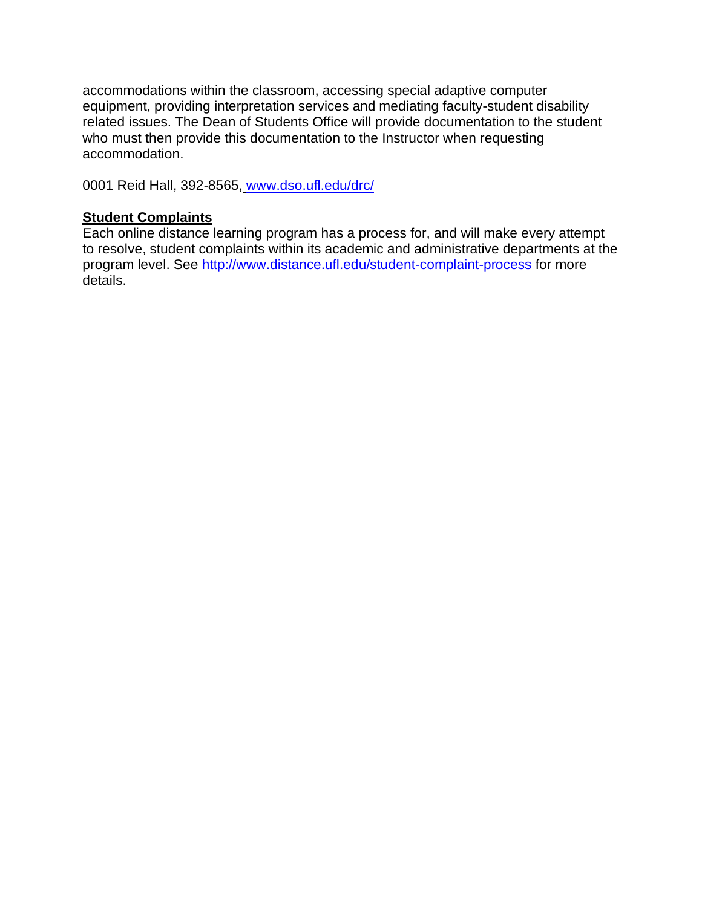accommodations within the classroom, accessing special adaptive computer equipment, providing interpretation services and mediating faculty-student disability related issues. The Dean of Students Office will provide documentation to the student who must then provide this documentation to the Instructor when requesting accommodation.

0001 Reid Hall, 392-8565, [www.dso.ufl.edu/drc/](http://www.dso.ufl.edu/drc/)

**Student Complaints**

Each online distance learning program has a process for, and will make every attempt to resolve, student complaints within its academic and administrative departments at the program level. See [http://www.distance.ufl.edu/student-complaint-process](http://www.distance.ufl.edu/student-complaint-process) for more details.